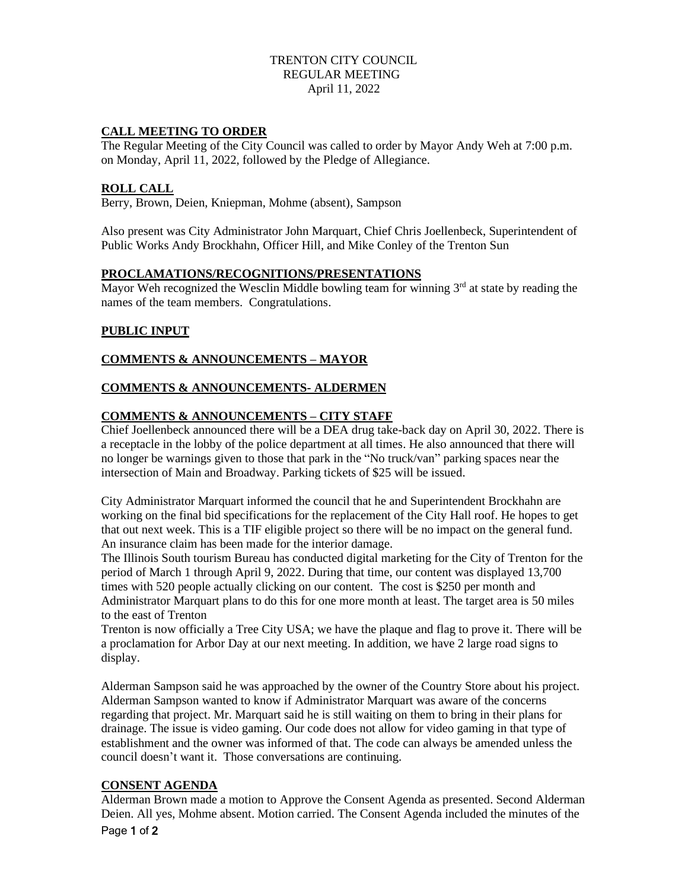# TRENTON CITY COUNCIL
## REGULAR MEETING
### April 11, 2022

**CALL MEETING TO ORDER**

The Regular Meeting of the City Council was called to order by Mayor Andy Weh at 7:00 p.m. on Monday, April 11, 2022, followed by the Pledge of Allegiance.

**ROLL CALL**

Berry, Brown, Deien, Kniepman, Mohme (absent), Sampson

Also present was City Administrator John Marquart, Chief Chris Joellenbeck, Superintendent of Public Works Andy Brockhahn, Officer Hill, and Mike Conley of the Trenton Sun

**PROCLAMATIONS/RECOGNITIONS/PRESENTATIONS**

Mayor Weh recognized the Wesclin Middle bowling team for winning 3rd at state by reading the names of the team members. Congratulations.

**PUBLIC INPUT**

**COMMENTS & ANNOUNCEMENTS – MAYOR**

**COMMENTS & ANNOUNCEMENTS- ALDERMEN**

**COMMENTS & ANNOUNCEMENTS – CITY STAFF**

Chief Joellenbeck announced there will be a DEA drug take-back day on April 30, 2022. There is a receptacle in the lobby of the police department at all times. He also announced that there will no longer be warnings given to those that park in the "No truck/van" parking spaces near the intersection of Main and Broadway. Parking tickets of $25 will be issued.

City Administrator Marquart informed the council that he and Superintendent Brockhahn are working on the final bid specifications for the replacement of the City Hall roof. He hopes to get that out next week. This is a TIF eligible project so there will be no impact on the general fund. An insurance claim has been made for the interior damage.

The Illinois South tourism Bureau has conducted digital marketing for the City of Trenton for the period of March 1 through April 9, 2022. During that time, our content was displayed 13,700 times with 520 people actually clicking on our content. The cost is $250 per month and Administrator Marquart plans to do this for one more month at least. The target area is 50 miles to the east of Trenton

Trenton is now officially a Tree City USA; we have the plaque and flag to prove it. There will be a proclamation for Arbor Day at our next meeting. In addition, we have 2 large road signs to display.

Alderman Sampson said he was approached by the owner of the Country Store about his project. Alderman Sampson wanted to know if Administrator Marquart was aware of the concerns regarding that project. Mr. Marquart said he is still waiting on them to bring in their plans for drainage. The issue is video gaming. Our code does not allow for video gaming in that type of establishment and the owner was informed of that. The code can always be amended unless the council doesn't want it. Those conversations are continuing.

**CONSENT AGENDA**

Alderman Brown made a motion to Approve the Consent Agenda as presented. Second Alderman Deien. All yes, Mohme absent. Motion carried. The Consent Agenda included the minutes of the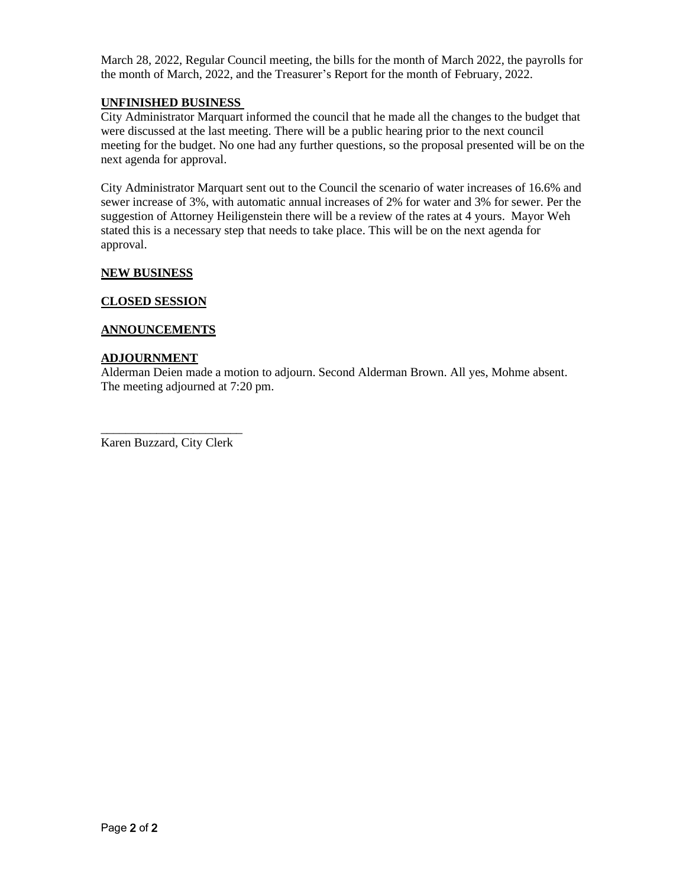March 28, 2022, Regular Council meeting, the bills for the month of March 2022, the payrolls for the month of March, 2022, and the Treasurer's Report for the month of February, 2022.

**UNFINISHED BUSINESS**

City Administrator Marquart informed the council that he made all the changes to the budget that were discussed at the last meeting. There will be a public hearing prior to the next council meeting for the budget. No one had any further questions, so the proposal presented will be on the next agenda for approval.

City Administrator Marquart sent out to the Council the scenario of water increases of 16.6% and sewer increase of 3%, with automatic annual increases of 2% for water and 3% for sewer. Per the suggestion of Attorney Heiligenstein there will be a review of the rates at 4 yours. Mayor Weh stated this is a necessary step that needs to take place. This will be on the next agenda for approval.

**NEW BUSINESS**

**CLOSED SESSION**

**ANNOUNCEMENTS**

**ADJOURNMENT**

Alderman Deien made a motion to adjourn. Second Alderman Brown. All yes, Mohme absent. The meeting adjourned at 7:20 pm.

_______________________

Karen Buzzard, City Clerk